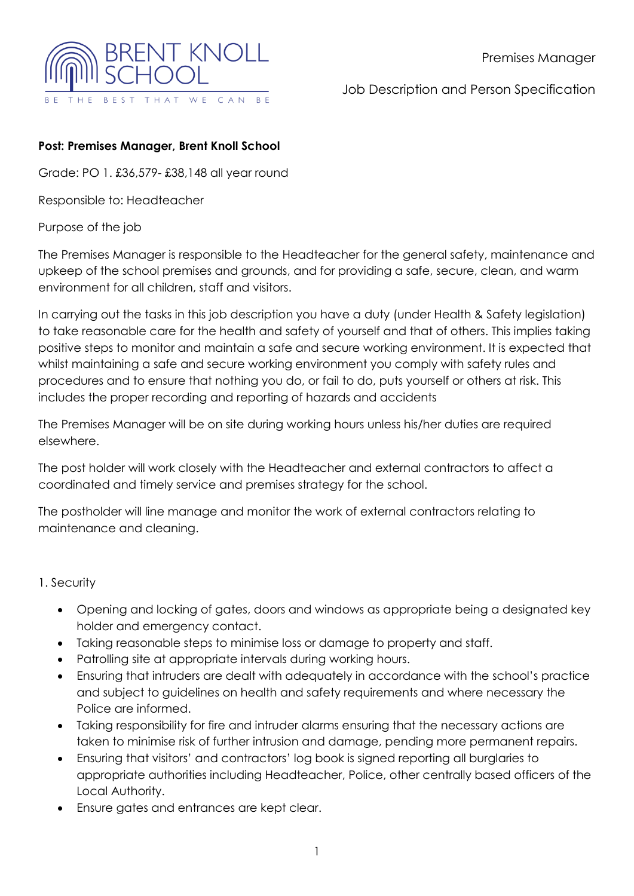BRENT KNOLL SCHOOL

BE THE BEST THAT WE CAN BE

Premises Manager

Job Description and Person Specification

**Post: Premises Manager, Brent Knoll School**

Grade: PO 1. £36,579- £38,148 all year round

Responsible to: Headteacher

Purpose of the job

The Premises Manager is responsible to the Headteacher for the general safety, maintenance and upkeep of the school premises and grounds, and for providing a safe, secure, clean, and warm environment for all children, staff and visitors.

In carrying out the tasks in this job description you have a duty (under Health & Safety legislation) to take reasonable care for the health and safety of yourself and that of others. This implies taking positive steps to monitor and maintain a safe and secure working environment. It is expected that whilst maintaining a safe and secure working environment you comply with safety rules and procedures and to ensure that nothing you do, or fail to do, puts yourself or others at risk. This includes the proper recording and reporting of hazards and accidents

The Premises Manager will be on site during working hours unless his/her duties are required elsewhere.

The post holder will work closely with the Headteacher and external contractors to affect a coordinated and timely service and premises strategy for the school.

The postholder will line manage and monitor the work of external contractors relating to maintenance and cleaning.

1. Security

- Opening and locking of gates, doors and windows as appropriate being a designated key holder and emergency contact.
- Taking reasonable steps to minimise loss or damage to property and staff.
- Patrolling site at appropriate intervals during working hours.
- Ensuring that intruders are dealt with adequately in accordance with the school's practice and subject to guidelines on health and safety requirements and where necessary the Police are informed.
- Taking responsibility for fire and intruder alarms ensuring that the necessary actions are taken to minimise risk of further intrusion and damage, pending more permanent repairs.
- Ensuring that visitors' and contractors' log book is signed reporting all burglaries to appropriate authorities including Headteacher, Police, other centrally based officers of the Local Authority.
- Ensure gates and entrances are kept clear.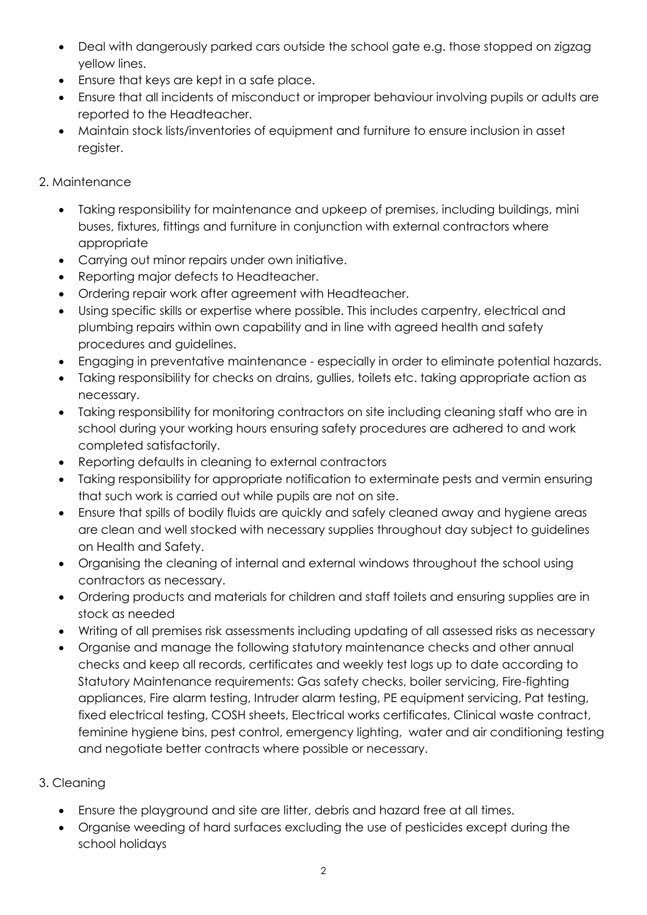- Deal with dangerously parked cars outside the school gate e.g. those stopped on zigzag yellow lines.
- Ensure that keys are kept in a safe place.
- Ensure that all incidents of misconduct or improper behaviour involving pupils or adults are reported to the Headteacher.
- Maintain stock lists/inventories of equipment and furniture to ensure inclusion in asset register.

2. Maintenance

- Taking responsibility for maintenance and upkeep of premises, including buildings, mini buses, fixtures, fittings and furniture in conjunction with external contractors where appropriate
- Carrying out minor repairs under own initiative.
- Reporting major defects to Headteacher.
- Ordering repair work after agreement with Headteacher.
- Using specific skills or expertise where possible. This includes carpentry, electrical and plumbing repairs within own capability and in line with agreed health and safety procedures and guidelines.
- Engaging in preventative maintenance - especially in order to eliminate potential hazards.
- Taking responsibility for checks on drains, gullies, toilets etc. taking appropriate action as necessary.
- Taking responsibility for monitoring contractors on site including cleaning staff who are in school during your working hours ensuring safety procedures are adhered to and work completed satisfactorily.
- Reporting defaults in cleaning to external contractors
- Taking responsibility for appropriate notification to exterminate pests and vermin ensuring that such work is carried out while pupils are not on site.
- Ensure that spills of bodily fluids are quickly and safely cleaned away and hygiene areas are clean and well stocked with necessary supplies throughout day subject to guidelines on Health and Safety.
- Organising the cleaning of internal and external windows throughout the school using contractors as necessary.
- Ordering products and materials for children and staff toilets and ensuring supplies are in stock as needed
- Writing of all premises risk assessments including updating of all assessed risks as necessary
- Organise and manage the following statutory maintenance checks and other annual checks and keep all records, certificates and weekly test logs up to date according to Statutory Maintenance requirements: Gas safety checks, boiler servicing, Fire-fighting appliances, Fire alarm testing, Intruder alarm testing, PE equipment servicing, Pat testing, fixed electrical testing, COSH sheets, Electrical works certificates, Clinical waste contract, feminine hygiene bins, pest control, emergency lighting, water and air conditioning testing and negotiate better contracts where possible or necessary.

3. Cleaning

- Ensure the playground and site are litter, debris and hazard free at all times.
- Organise weeding of hard surfaces excluding the use of pesticides except during the school holidays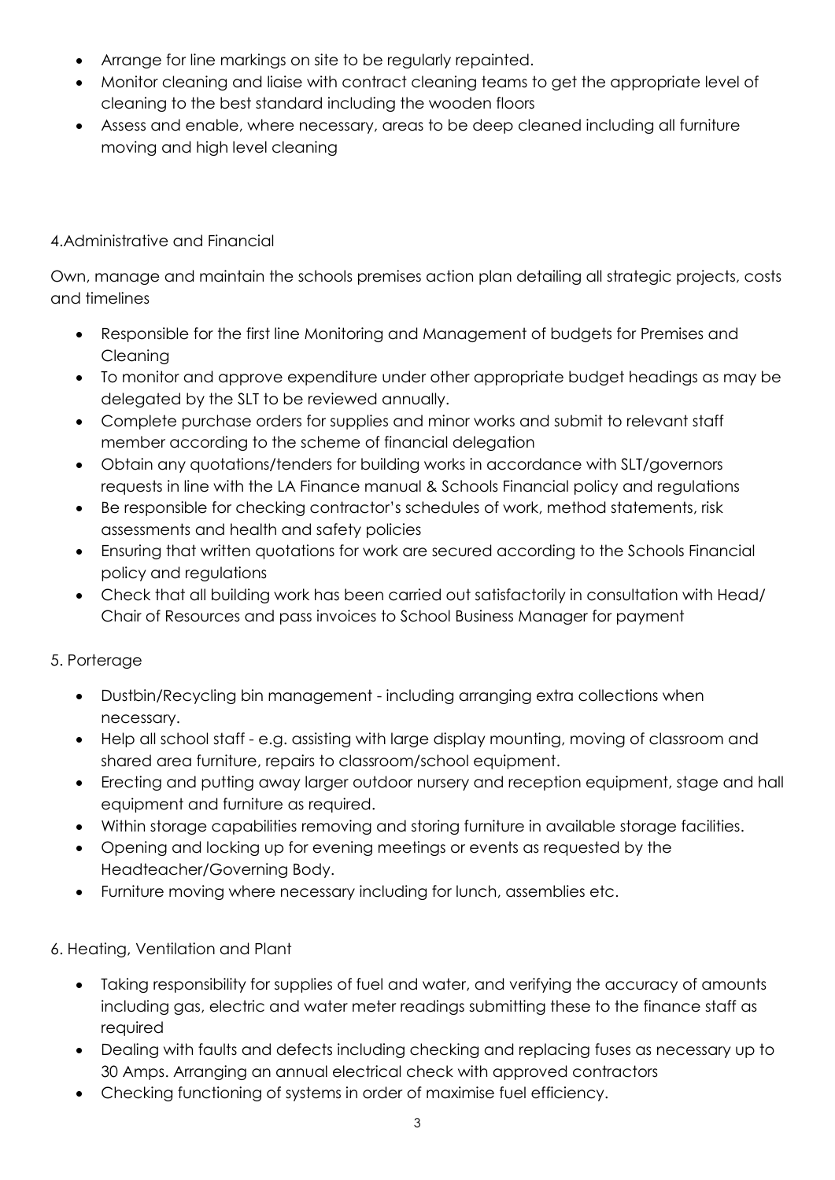- Arrange for line markings on site to be regularly repainted.
- Monitor cleaning and liaise with contract cleaning teams to get the appropriate level of cleaning to the best standard including the wooden floors
- Assess and enable, where necessary, areas to be deep cleaned including all furniture moving and high level cleaning

4.Administrative and Financial

Own, manage and maintain the schools premises action plan detailing all strategic projects, costs and timelines

- Responsible for the first line Monitoring and Management of budgets for Premises and Cleaning
- To monitor and approve expenditure under other appropriate budget headings as may be delegated by the SLT to be reviewed annually.
- Complete purchase orders for supplies and minor works and submit to relevant staff member according to the scheme of financial delegation
- Obtain any quotations/tenders for building works in accordance with SLT/governors requests in line with the LA Finance manual & Schools Financial policy and regulations
- Be responsible for checking contractor's schedules of work, method statements, risk assessments and health and safety policies
- Ensuring that written quotations for work are secured according to the Schools Financial policy and regulations
- Check that all building work has been carried out satisfactorily in consultation with Head/ Chair of Resources and pass invoices to School Business Manager for payment

5. Porterage

- Dustbin/Recycling bin management - including arranging extra collections when necessary.
- Help all school staff - e.g. assisting with large display mounting, moving of classroom and shared area furniture, repairs to classroom/school equipment.
- Erecting and putting away larger outdoor nursery and reception equipment, stage and hall equipment and furniture as required.
- Within storage capabilities removing and storing furniture in available storage facilities.
- Opening and locking up for evening meetings or events as requested by the Headteacher/Governing Body.
- Furniture moving where necessary including for lunch, assemblies etc.

6. Heating, Ventilation and Plant

- Taking responsibility for supplies of fuel and water, and verifying the accuracy of amounts including gas, electric and water meter readings submitting these to the finance staff as required
- Dealing with faults and defects including checking and replacing fuses as necessary up to 30 Amps. Arranging an annual electrical check with approved contractors
- Checking functioning of systems in order of maximise fuel efficiency.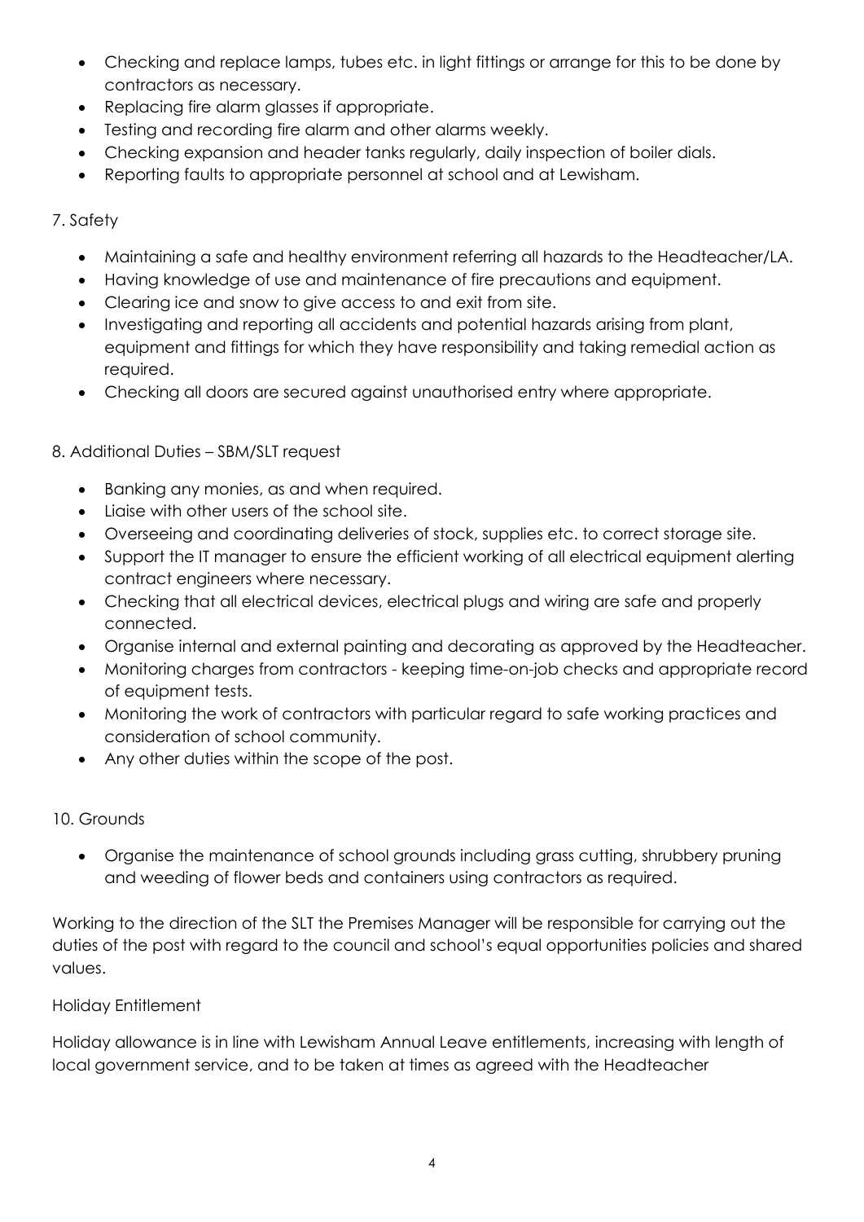- Checking and replace lamps, tubes etc. in light fittings or arrange for this to be done by contractors as necessary.
- Replacing fire alarm glasses if appropriate.
- Testing and recording fire alarm and other alarms weekly.
- Checking expansion and header tanks regularly, daily inspection of boiler dials.
- Reporting faults to appropriate personnel at school and at Lewisham.

7. Safety

- Maintaining a safe and healthy environment referring all hazards to the Headteacher/LA.
- Having knowledge of use and maintenance of fire precautions and equipment.
- Clearing ice and snow to give access to and exit from site.
- Investigating and reporting all accidents and potential hazards arising from plant, equipment and fittings for which they have responsibility and taking remedial action as required.
- Checking all doors are secured against unauthorised entry where appropriate.

8. Additional Duties – SBM/SLT request

- Banking any monies, as and when required.
- Liaise with other users of the school site.
- Overseeing and coordinating deliveries of stock, supplies etc. to correct storage site.
- Support the IT manager to ensure the efficient working of all electrical equipment alerting contract engineers where necessary.
- Checking that all electrical devices, electrical plugs and wiring are safe and properly connected.
- Organise internal and external painting and decorating as approved by the Headteacher.
- Monitoring charges from contractors - keeping time-on-job checks and appropriate record of equipment tests.
- Monitoring the work of contractors with particular regard to safe working practices and consideration of school community.
- Any other duties within the scope of the post.

10. Grounds

- Organise the maintenance of school grounds including grass cutting, shrubbery pruning and weeding of flower beds and containers using contractors as required.

Working to the direction of the SLT the Premises Manager will be responsible for carrying out the duties of the post with regard to the council and school's equal opportunities policies and shared values.

Holiday Entitlement

Holiday allowance is in line with Lewisham Annual Leave entitlements, increasing with length of local government service, and to be taken at times as agreed with the Headteacher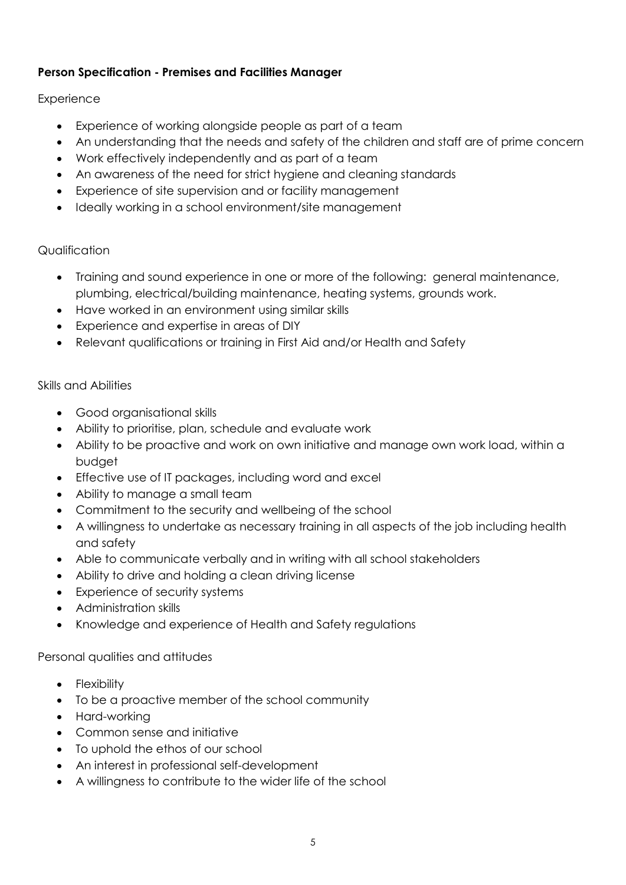**Person Specification - Premises and Facilities Manager**

Experience

- Experience of working alongside people as part of a team
- An understanding that the needs and safety of the children and staff are of prime concern
- Work effectively independently and as part of a team
- An awareness of the need for strict hygiene and cleaning standards
- Experience of site supervision and or facility management
- Ideally working in a school environment/site management

Qualification

- Training and sound experience in one or more of the following: general maintenance, plumbing, electrical/building maintenance, heating systems, grounds work.
- Have worked in an environment using similar skills
- Experience and expertise in areas of DIY
- Relevant qualifications or training in First Aid and/or Health and Safety

Skills and Abilities

- Good organisational skills
- Ability to prioritise, plan, schedule and evaluate work
- Ability to be proactive and work on own initiative and manage own work load, within a budget
- Effective use of IT packages, including word and excel
- Ability to manage a small team
- Commitment to the security and wellbeing of the school
- A willingness to undertake as necessary training in all aspects of the job including health and safety
- Able to communicate verbally and in writing with all school stakeholders
- Ability to drive and holding a clean driving license
- Experience of security systems
- Administration skills
- Knowledge and experience of Health and Safety regulations

Personal qualities and attitudes

- Flexibility
- To be a proactive member of the school community
- Hard-working
- Common sense and initiative
- To uphold the ethos of our school
- An interest in professional self-development
- A willingness to contribute to the wider life of the school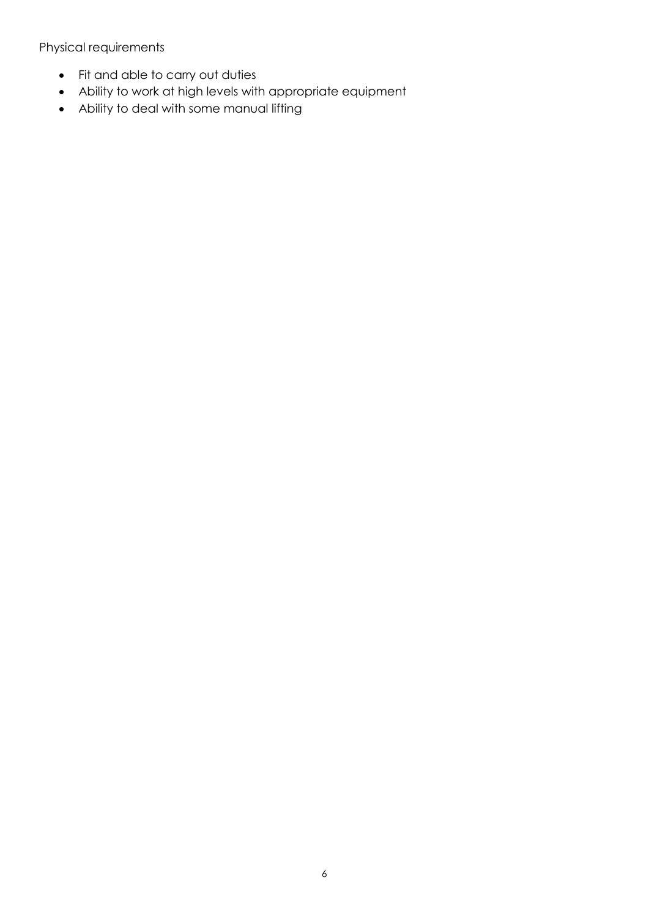Physical requirements

- Fit and able to carry out duties
- Ability to work at high levels with appropriate equipment
- Ability to deal with some manual lifting